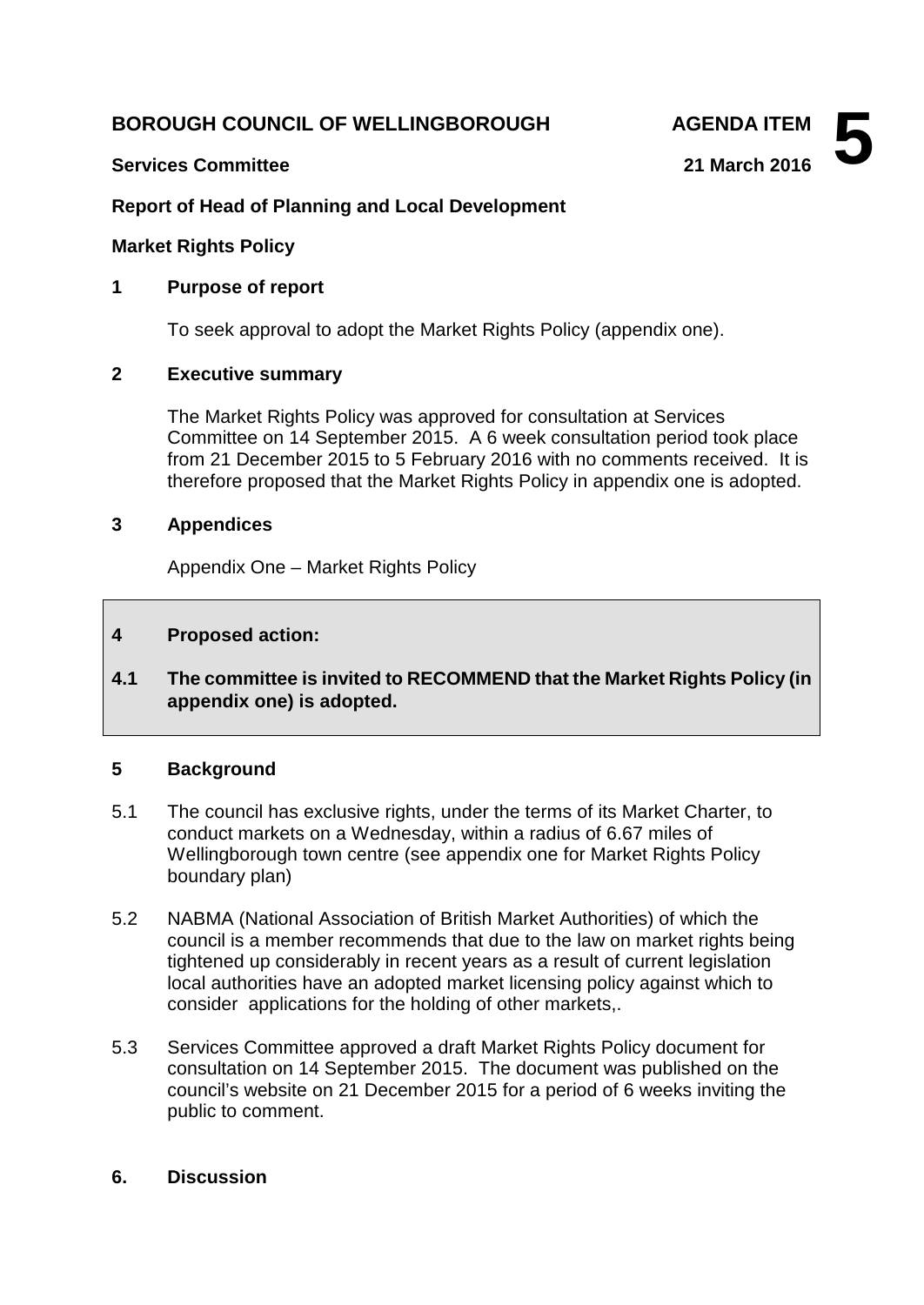**BOROUGH COUNCIL OF WELLINGBOROUGH** **AGENDA ITEM 5**

**Services Committee** **21 March 2016**

**Report of Head of Planning and Local Development**

**Market Rights Policy**

## 1 Purpose of report

To seek approval to adopt the Market Rights Policy (appendix one).

## 2 Executive summary

The Market Rights Policy was approved for consultation at Services Committee on 14 September 2015. A 6 week consultation period took place from 21 December 2015 to 5 February 2016 with no comments received. It is therefore proposed that the Market Rights Policy in appendix one is adopted.

## 3 Appendices

Appendix One – Market Rights Policy

## 4 Proposed action:

**4.1 The committee is invited to RECOMMEND that the Market Rights Policy (in appendix one) is adopted.**

## 5 Background

5.1 The council has exclusive rights, under the terms of its Market Charter, to conduct markets on a Wednesday, within a radius of 6.67 miles of Wellingborough town centre (see appendix one for Market Rights Policy boundary plan)

5.2 NABMA (National Association of British Market Authorities) of which the council is a member recommends that due to the law on market rights being tightened up considerably in recent years as a result of current legislation local authorities have an adopted market licensing policy against which to consider applications for the holding of other markets,.

5.3 Services Committee approved a draft Market Rights Policy document for consultation on 14 September 2015. The document was published on the council's website on 21 December 2015 for a period of 6 weeks inviting the public to comment.

## 6. Discussion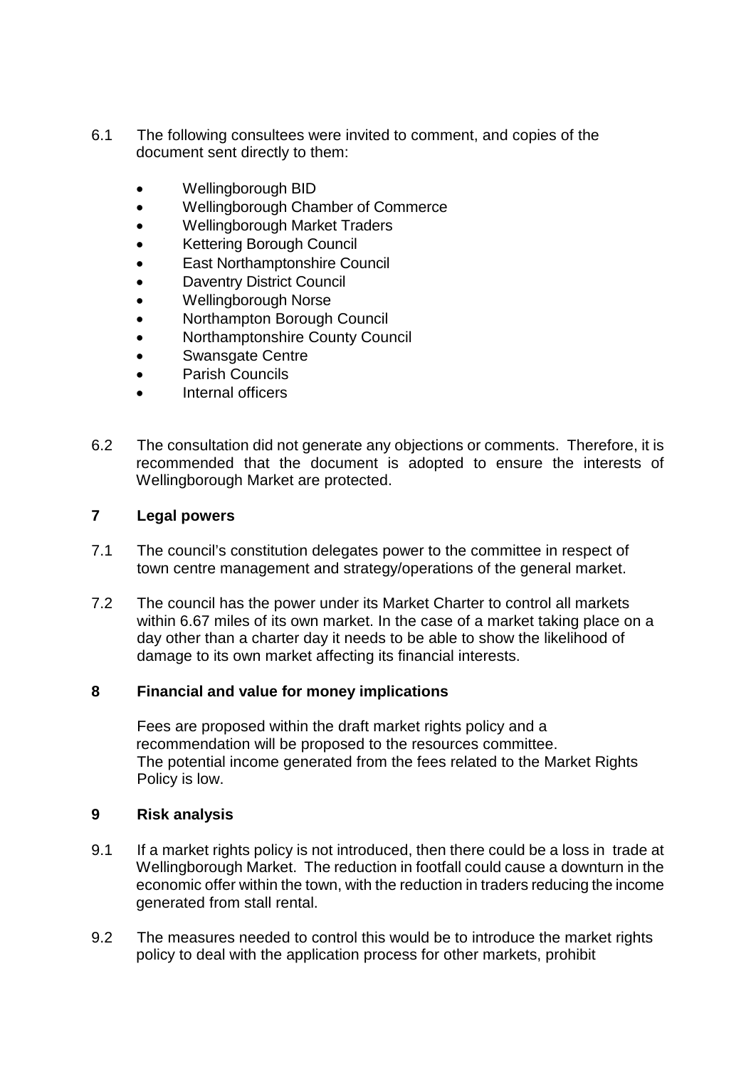6.1 The following consultees were invited to comment, and copies of the document sent directly to them:

- Wellingborough BID
- Wellingborough Chamber of Commerce
- Wellingborough Market Traders
- Kettering Borough Council
- East Northamptonshire Council
- Daventry District Council
- Wellingborough Norse
- Northampton Borough Council
- Northamptonshire County Council
- Swansgate Centre
- Parish Councils
- Internal officers

6.2 The consultation did not generate any objections or comments. Therefore, it is recommended that the document is adopted to ensure the interests of Wellingborough Market are protected.

## 7 Legal powers

7.1 The council's constitution delegates power to the committee in respect of town centre management and strategy/operations of the general market.

7.2 The council has the power under its Market Charter to control all markets within 6.67 miles of its own market. In the case of a market taking place on a day other than a charter day it needs to be able to show the likelihood of damage to its own market affecting its financial interests.

## 8 Financial and value for money implications

Fees are proposed within the draft market rights policy and a recommendation will be proposed to the resources committee. The potential income generated from the fees related to the Market Rights Policy is low.

## 9 Risk analysis

9.1 If a market rights policy is not introduced, then there could be a loss in trade at Wellingborough Market. The reduction in footfall could cause a downturn in the economic offer within the town, with the reduction in traders reducing the income generated from stall rental.

9.2 The measures needed to control this would be to introduce the market rights policy to deal with the application process for other markets, prohibit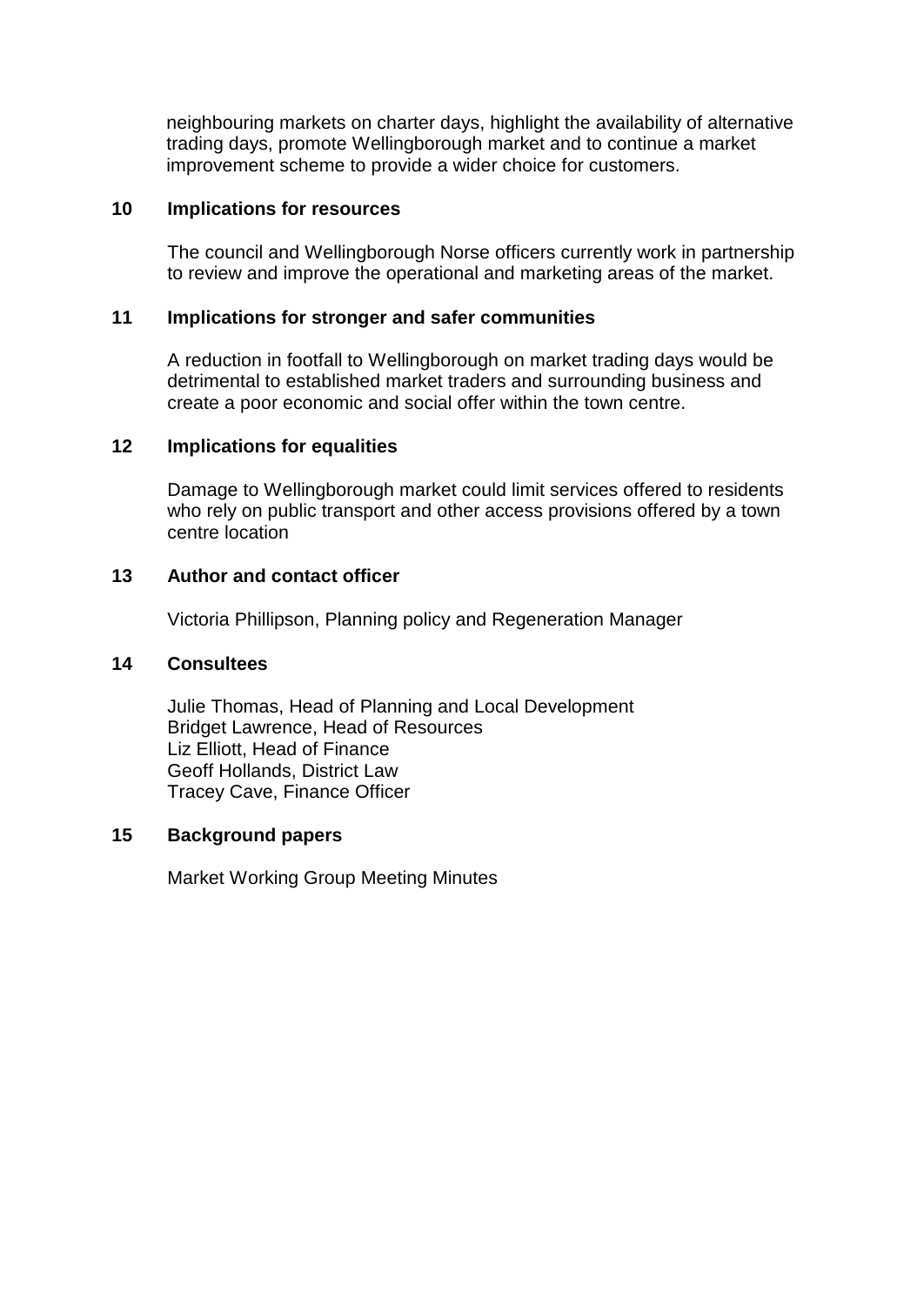neighbouring markets on charter days, highlight the availability of alternative trading days, promote Wellingborough market and to continue a market improvement scheme to provide a wider choice for customers.

## 10 Implications for resources

The council and Wellingborough Norse officers currently work in partnership to review and improve the operational and marketing areas of the market.

## 11 Implications for stronger and safer communities

A reduction in footfall to Wellingborough on market trading days would be detrimental to established market traders and surrounding business and create a poor economic and social offer within the town centre.

## 12 Implications for equalities

Damage to Wellingborough market could limit services offered to residents who rely on public transport and other access provisions offered by a town centre location

## 13 Author and contact officer

Victoria Phillipson, Planning policy and Regeneration Manager

## 14 Consultees

Julie Thomas, Head of Planning and Local Development
Bridget Lawrence, Head of Resources
Liz Elliott, Head of Finance
Geoff Hollands, District Law
Tracey Cave, Finance Officer

## 15 Background papers

Market Working Group Meeting Minutes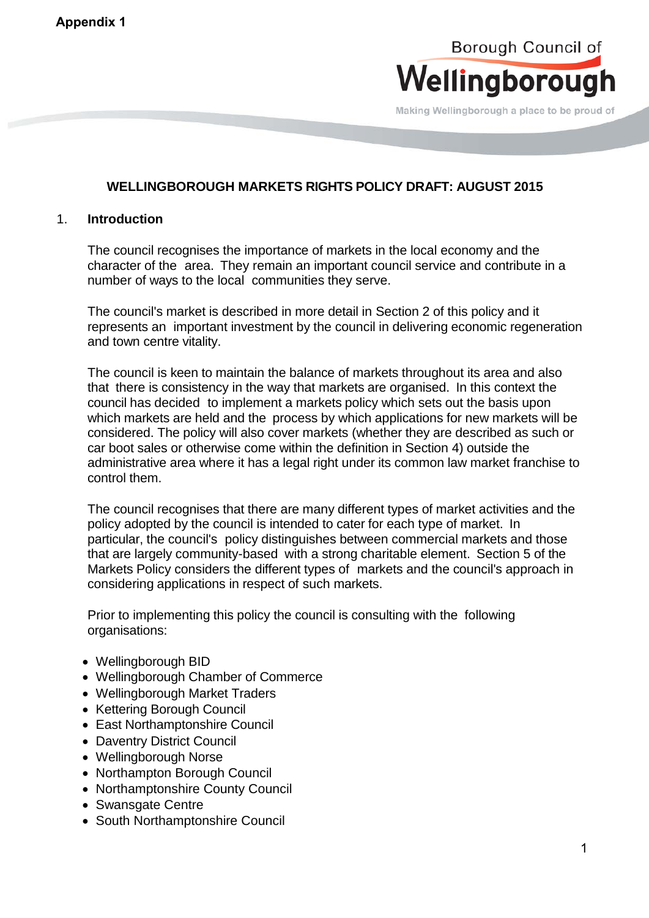**Appendix 1**

Borough Council of **Wellingborough**

Making Wellingborough a place to be proud of

# WELLINGBOROUGH MARKETS RIGHTS POLICY DRAFT: AUGUST 2015

## 1. Introduction

The council recognises the importance of markets in the local economy and the character of the area. They remain an important council service and contribute in a number of ways to the local communities they serve.

The council's market is described in more detail in Section 2 of this policy and it represents an important investment by the council in delivering economic regeneration and town centre vitality.

The council is keen to maintain the balance of markets throughout its area and also that there is consistency in the way that markets are organised. In this context the council has decided to implement a markets policy which sets out the basis upon which markets are held and the process by which applications for new markets will be considered. The policy will also cover markets (whether they are described as such or car boot sales or otherwise come within the definition in Section 4) outside the administrative area where it has a legal right under its common law market franchise to control them.

The council recognises that there are many different types of market activities and the policy adopted by the council is intended to cater for each type of market. In particular, the council's policy distinguishes between commercial markets and those that are largely community-based with a strong charitable element. Section 5 of the Markets Policy considers the different types of markets and the council's approach in considering applications in respect of such markets.

Prior to implementing this policy the council is consulting with the following organisations:

- Wellingborough BID
- Wellingborough Chamber of Commerce
- Wellingborough Market Traders
- Kettering Borough Council
- East Northamptonshire Council
- Daventry District Council
- Wellingborough Norse
- Northampton Borough Council
- Northamptonshire County Council
- Swansgate Centre
- South Northamptonshire Council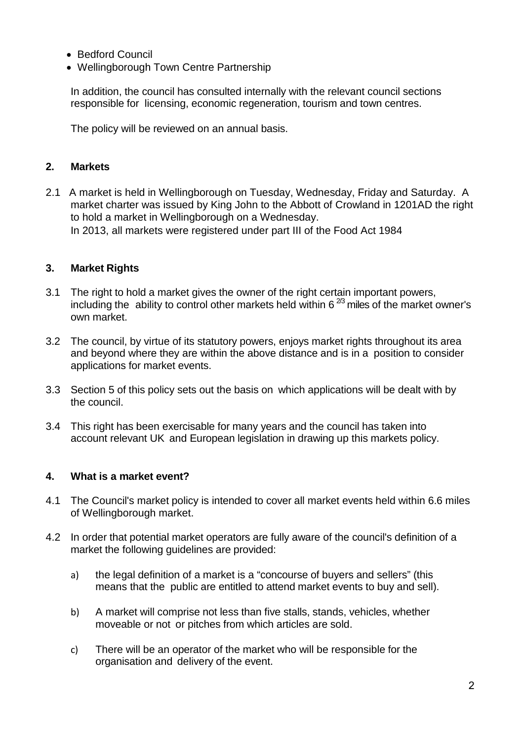- Bedford Council
- Wellingborough Town Centre Partnership

In addition, the council has consulted internally with the relevant council sections responsible for licensing, economic regeneration, tourism and town centres.

The policy will be reviewed on an annual basis.

## 2. Markets

2.1 A market is held in Wellingborough on Tuesday, Wednesday, Friday and Saturday. A market charter was issued by King John to the Abbott of Crowland in 1201AD the right to hold a market in Wellingborough on a Wednesday.
In 2013, all markets were registered under part III of the Food Act 1984

## 3. Market Rights

3.1 The right to hold a market gives the owner of the right certain important powers, including the ability to control other markets held within $6^{2/3}$ miles of the market owner's own market.

3.2 The council, by virtue of its statutory powers, enjoys market rights throughout its area and beyond where they are within the above distance and is in a position to consider applications for market events.

3.3 Section 5 of this policy sets out the basis on which applications will be dealt with by the council.

3.4 This right has been exercisable for many years and the council has taken into account relevant UK and European legislation in drawing up this markets policy.

## 4. What is a market event?

4.1 The Council's market policy is intended to cover all market events held within 6.6 miles of Wellingborough market.

4.2 In order that potential market operators are fully aware of the council's definition of a market the following guidelines are provided:

a) the legal definition of a market is a "concourse of buyers and sellers" (this means that the public are entitled to attend market events to buy and sell).

b) A market will comprise not less than five stalls, stands, vehicles, whether moveable or not or pitches from which articles are sold.

c) There will be an operator of the market who will be responsible for the organisation and delivery of the event.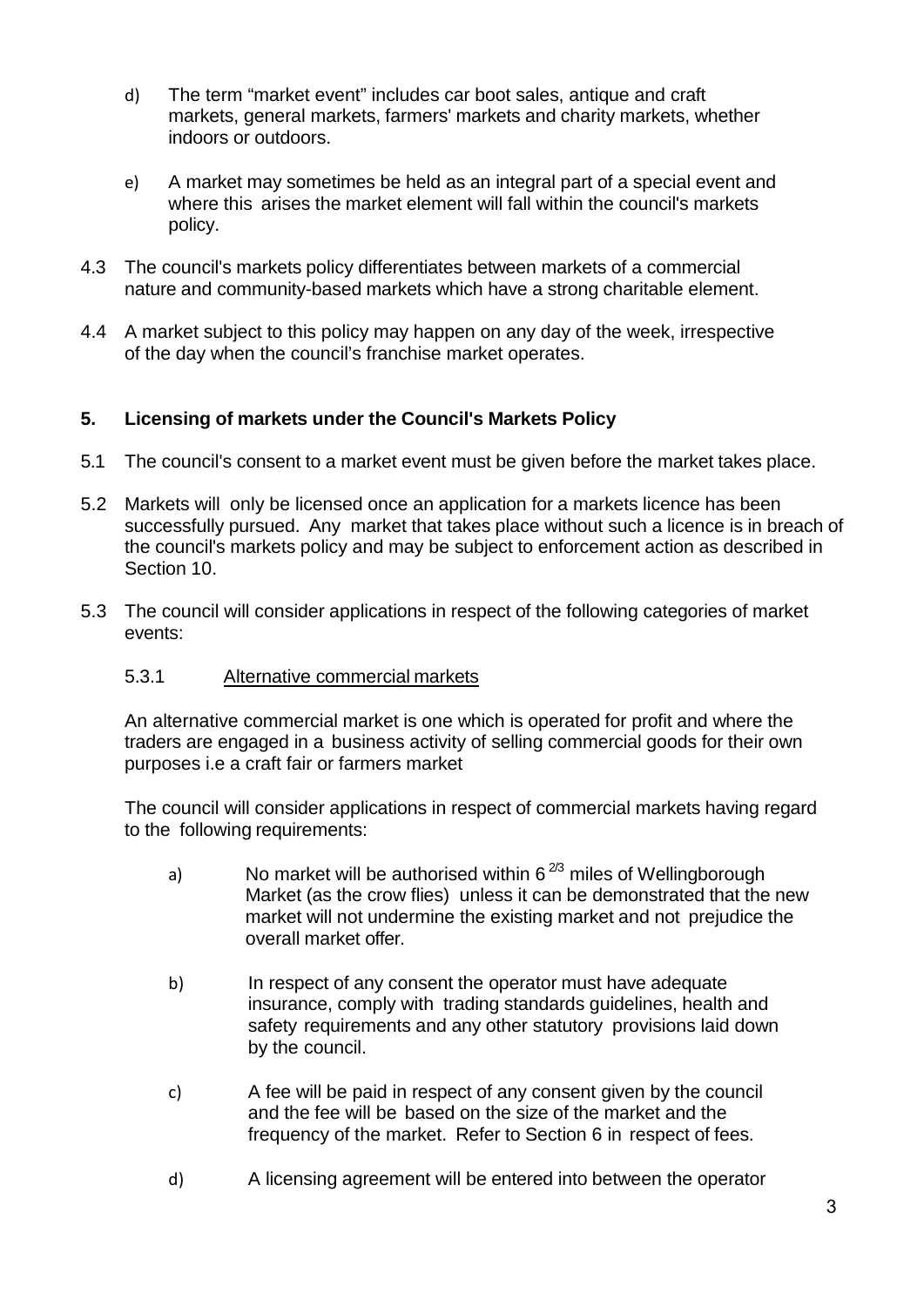d) The term "market event" includes car boot sales, antique and craft markets, general markets, farmers' markets and charity markets, whether indoors or outdoors.

e) A market may sometimes be held as an integral part of a special event and where this arises the market element will fall within the council's markets policy.

4.3 The council's markets policy differentiates between markets of a commercial nature and community-based markets which have a strong charitable element.

4.4 A market subject to this policy may happen on any day of the week, irrespective of the day when the council's franchise market operates.

## 5. Licensing of markets under the Council's Markets Policy

5.1 The council's consent to a market event must be given before the market takes place.

5.2 Markets will only be licensed once an application for a markets licence has been successfully pursued. Any market that takes place without such a licence is in breach of the council's markets policy and may be subject to enforcement action as described in Section 10.

5.3 The council will consider applications in respect of the following categories of market events:

5.3.1 Alternative commercial markets

An alternative commercial market is one which is operated for profit and where the traders are engaged in a business activity of selling commercial goods for their own purposes i.e a craft fair or farmers market

The council will consider applications in respect of commercial markets having regard to the following requirements:

a) No market will be authorised within 6 $^{2/3}$ miles of Wellingborough Market (as the crow flies) unless it can be demonstrated that the new market will not undermine the existing market and not prejudice the overall market offer.

b) In respect of any consent the operator must have adequate insurance, comply with trading standards guidelines, health and safety requirements and any other statutory provisions laid down by the council.

c) A fee will be paid in respect of any consent given by the council and the fee will be based on the size of the market and the frequency of the market. Refer to Section 6 in respect of fees.

d) A licensing agreement will be entered into between the operator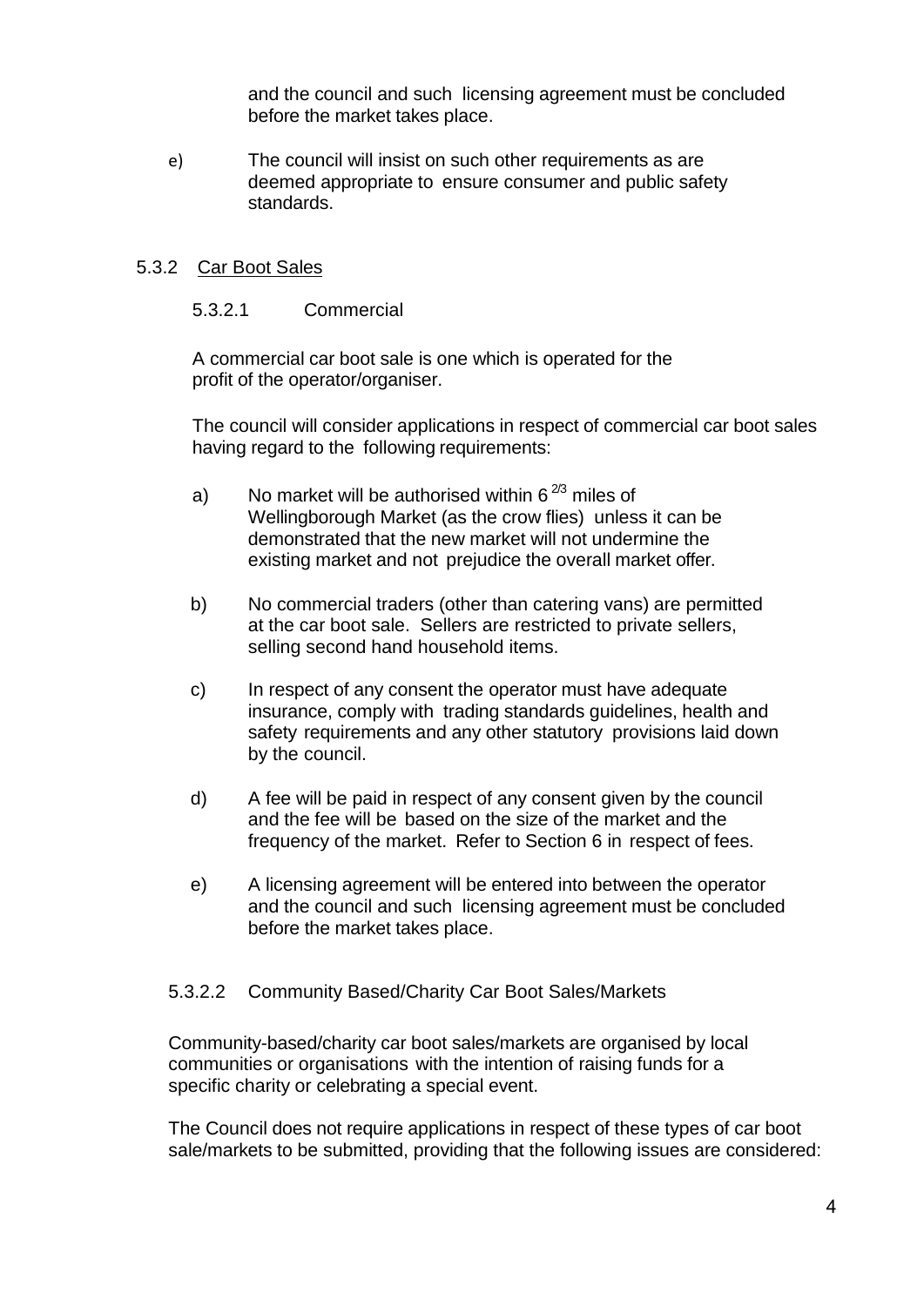and the council and such licensing agreement must be concluded before the market takes place.

e) The council will insist on such other requirements as are deemed appropriate to ensure consumer and public safety standards.

### 5.3.2 Car Boot Sales

#### 5.3.2.1 Commercial

A commercial car boot sale is one which is operated for the profit of the operator/organiser.

The council will consider applications in respect of commercial car boot sales having regard to the following requirements:

a) No market will be authorised within 6 $^{2/3}$ miles of Wellingborough Market (as the crow flies) unless it can be demonstrated that the new market will not undermine the existing market and not prejudice the overall market offer.

b) No commercial traders (other than catering vans) are permitted at the car boot sale. Sellers are restricted to private sellers, selling second hand household items.

c) In respect of any consent the operator must have adequate insurance, comply with trading standards guidelines, health and safety requirements and any other statutory provisions laid down by the council.

d) A fee will be paid in respect of any consent given by the council and the fee will be based on the size of the market and the frequency of the market. Refer to Section 6 in respect of fees.

e) A licensing agreement will be entered into between the operator and the council and such licensing agreement must be concluded before the market takes place.

#### 5.3.2.2 Community Based/Charity Car Boot Sales/Markets

Community-based/charity car boot sales/markets are organised by local communities or organisations with the intention of raising funds for a specific charity or celebrating a special event.

The Council does not require applications in respect of these types of car boot sale/markets to be submitted, providing that the following issues are considered: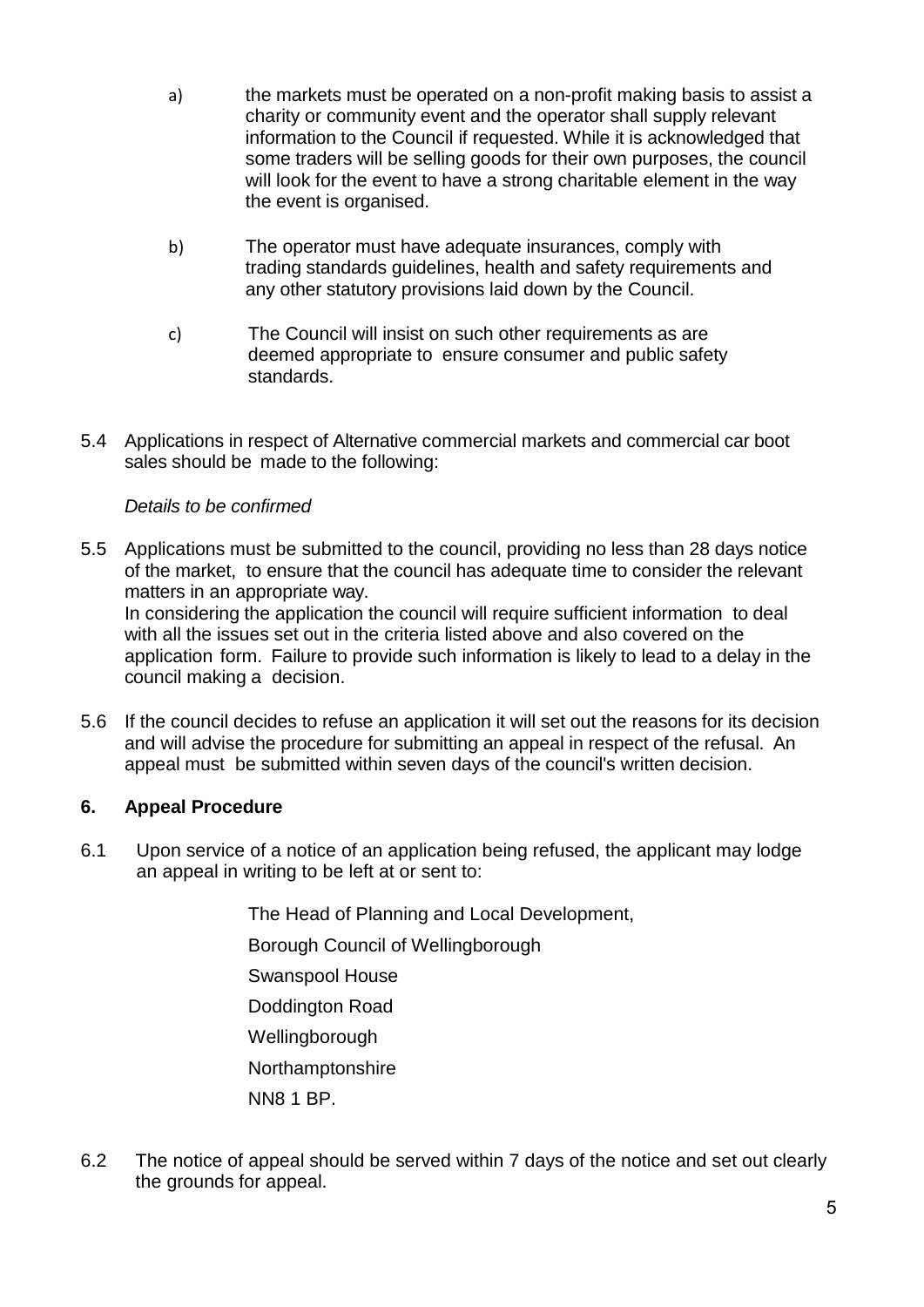a) the markets must be operated on a non-profit making basis to assist a charity or community event and the operator shall supply relevant information to the Council if requested. While it is acknowledged that some traders will be selling goods for their own purposes, the council will look for the event to have a strong charitable element in the way the event is organised.

b) The operator must have adequate insurances, comply with trading standards guidelines, health and safety requirements and any other statutory provisions laid down by the Council.

c) The Council will insist on such other requirements as are deemed appropriate to ensure consumer and public safety standards.

5.4 Applications in respect of Alternative commercial markets and commercial car boot sales should be made to the following:

*Details to be confirmed*

5.5 Applications must be submitted to the council, providing no less than 28 days notice of the market, to ensure that the council has adequate time to consider the relevant matters in an appropriate way.
In considering the application the council will require sufficient information to deal with all the issues set out in the criteria listed above and also covered on the application form. Failure to provide such information is likely to lead to a delay in the council making a decision.

5.6 If the council decides to refuse an application it will set out the reasons for its decision and will advise the procedure for submitting an appeal in respect of the refusal. An appeal must be submitted within seven days of the council's written decision.

## 6. Appeal Procedure

6.1 Upon service of a notice of an application being refused, the applicant may lodge an appeal in writing to be left at or sent to:

The Head of Planning and Local Development,
Borough Council of Wellingborough
Swanspool House
Doddington Road
Wellingborough
Northamptonshire
NN8 1 BP.

6.2 The notice of appeal should be served within 7 days of the notice and set out clearly the grounds for appeal.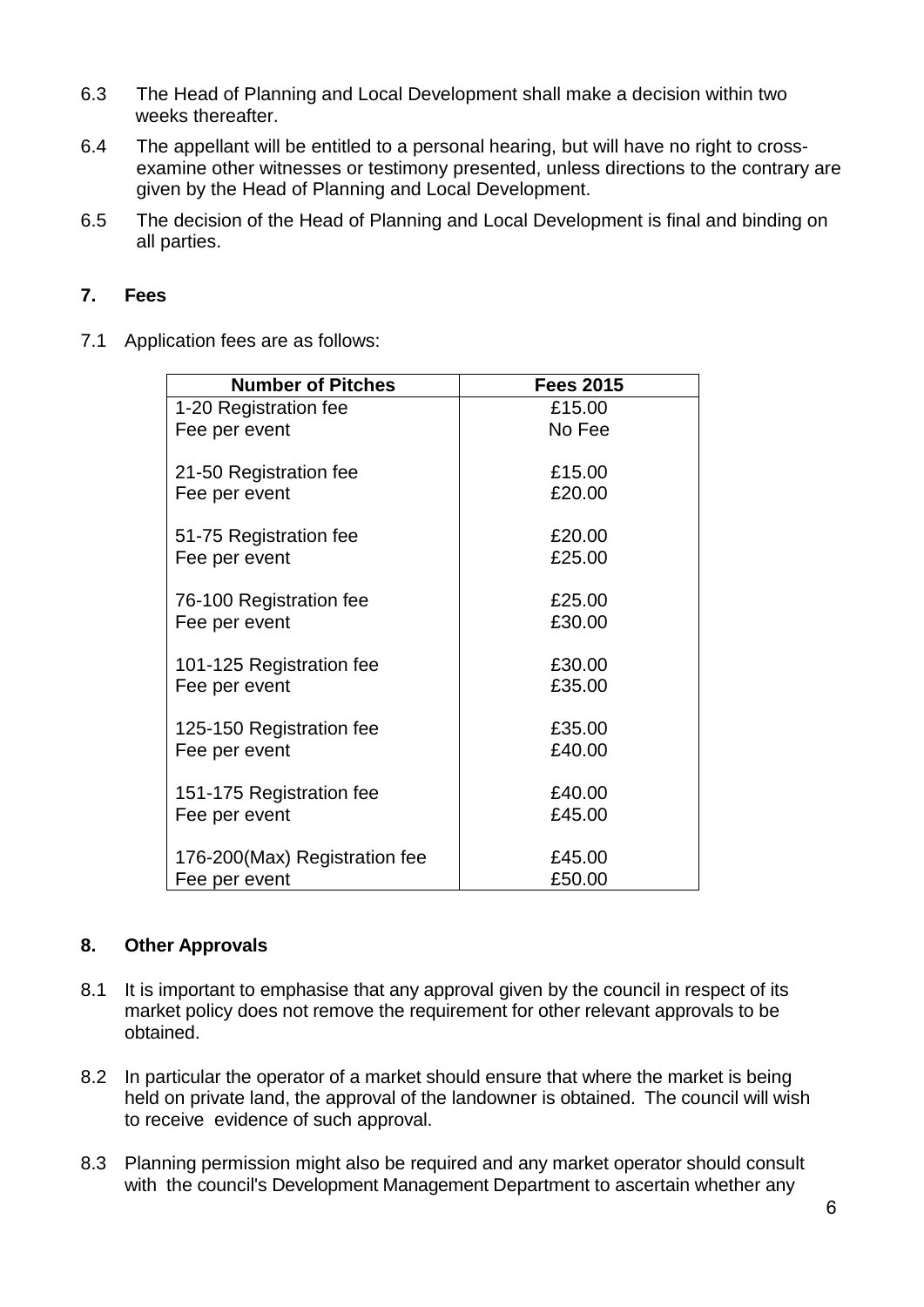6.3 The Head of Planning and Local Development shall make a decision within two weeks thereafter.

6.4 The appellant will be entitled to a personal hearing, but will have no right to cross-examine other witnesses or testimony presented, unless directions to the contrary are given by the Head of Planning and Local Development.

6.5 The decision of the Head of Planning and Local Development is final and binding on all parties.

## 7. Fees

7.1 Application fees are as follows:

| Number of Pitches | Fees 2015 |
|---|---|
| 1-20 Registration fee | £15.00 |
| Fee per event | No Fee |
| 21-50 Registration fee | £15.00 |
| Fee per event | £20.00 |
| 51-75 Registration fee | £20.00 |
| Fee per event | £25.00 |
| 76-100 Registration fee | £25.00 |
| Fee per event | £30.00 |
| 101-125 Registration fee | £30.00 |
| Fee per event | £35.00 |
| 125-150 Registration fee | £35.00 |
| Fee per event | £40.00 |
| 151-175 Registration fee | £40.00 |
| Fee per event | £45.00 |
| 176-200(Max) Registration fee | £45.00 |
| Fee per event | £50.00 |

## 8. Other Approvals

8.1 It is important to emphasise that any approval given by the council in respect of its market policy does not remove the requirement for other relevant approvals to be obtained.

8.2 In particular the operator of a market should ensure that where the market is being held on private land, the approval of the landowner is obtained. The council will wish to receive evidence of such approval.

8.3 Planning permission might also be required and any market operator should consult with the council's Development Management Department to ascertain whether any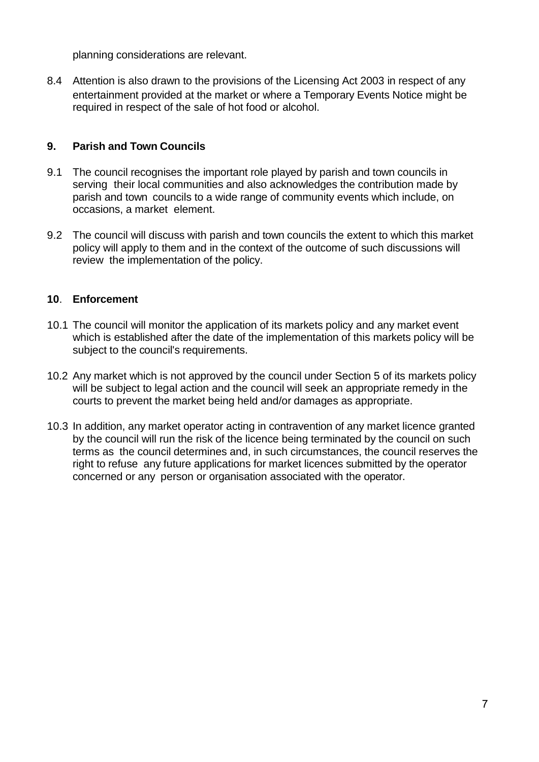planning considerations are relevant.

8.4 Attention is also drawn to the provisions of the Licensing Act 2003 in respect of any entertainment provided at the market or where a Temporary Events Notice might be required in respect of the sale of hot food or alcohol.

## 9. Parish and Town Councils

9.1 The council recognises the important role played by parish and town councils in serving their local communities and also acknowledges the contribution made by parish and town councils to a wide range of community events which include, on occasions, a market element.

9.2 The council will discuss with parish and town councils the extent to which this market policy will apply to them and in the context of the outcome of such discussions will review the implementation of the policy.

## 10. Enforcement

10.1 The council will monitor the application of its markets policy and any market event which is established after the date of the implementation of this markets policy will be subject to the council's requirements.

10.2 Any market which is not approved by the council under Section 5 of its markets policy will be subject to legal action and the council will seek an appropriate remedy in the courts to prevent the market being held and/or damages as appropriate.

10.3 In addition, any market operator acting in contravention of any market licence granted by the council will run the risk of the licence being terminated by the council on such terms as the council determines and, in such circumstances, the council reserves the right to refuse any future applications for market licences submitted by the operator concerned or any person or organisation associated with the operator.